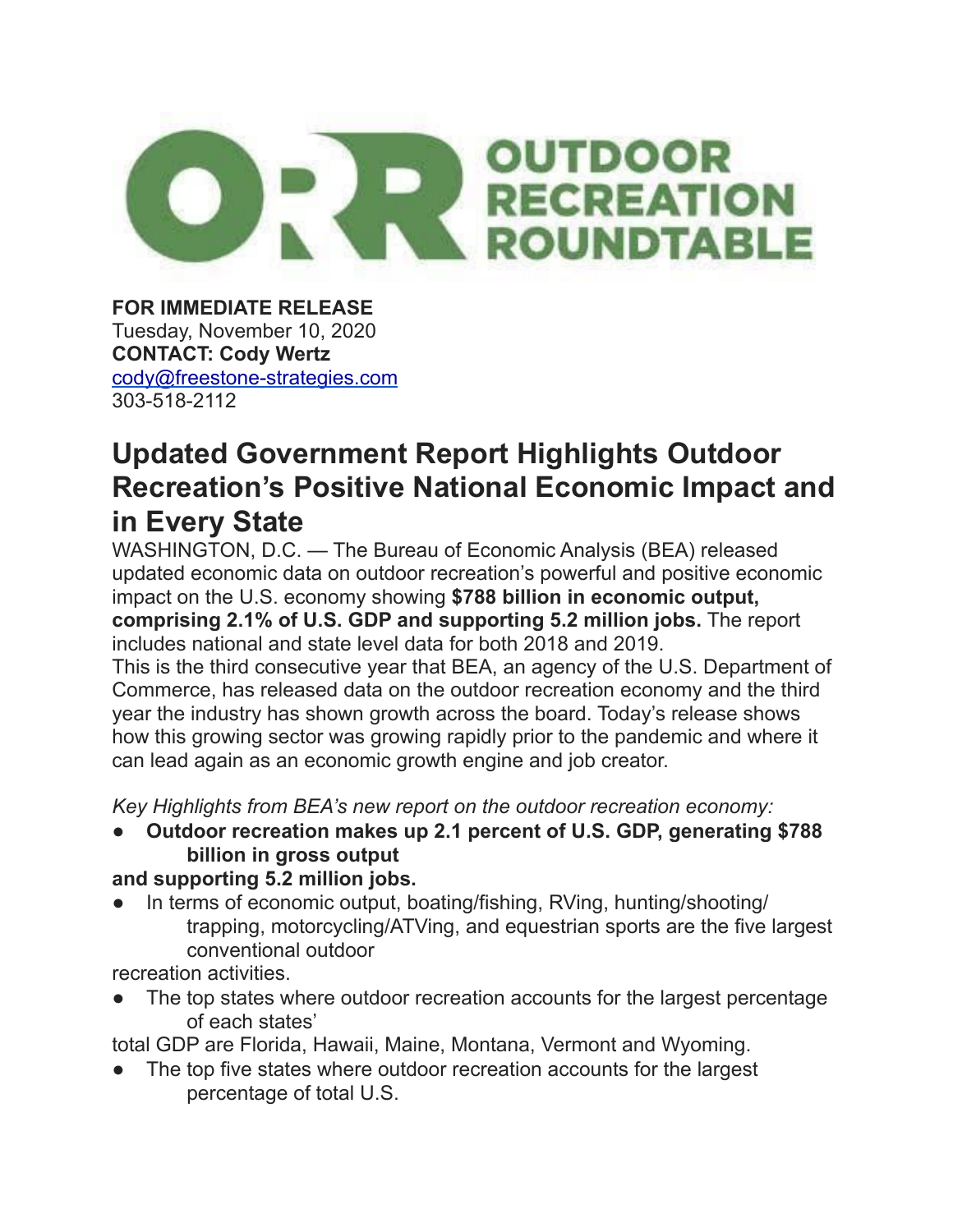OUTDOOR RECREATION ROUNDTABLE

**FOR IMMEDIATE RELEASE**
Tuesday, November 10, 2020
**CONTACT: Cody Wertz**
cody@freestone-strategies.com
303-518-2112

# Updated Government Report Highlights Outdoor Recreation's Positive National Economic Impact and in Every State

WASHINGTON, D.C. — The Bureau of Economic Analysis (BEA) released updated economic data on outdoor recreation's powerful and positive economic impact on the U.S. economy showing **$788 billion in economic output, comprising 2.1% of U.S. GDP and supporting 5.2 million jobs.** The report includes national and state level data for both 2018 and 2019.

This is the third consecutive year that BEA, an agency of the U.S. Department of Commerce, has released data on the outdoor recreation economy and the third year the industry has shown growth across the board. Today's release shows how this growing sector was growing rapidly prior to the pandemic and where it can lead again as an economic growth engine and job creator.

*Key Highlights from BEA's new report on the outdoor recreation economy:*

- **Outdoor recreation makes up 2.1 percent of U.S. GDP, generating $788 billion in gross output and supporting 5.2 million jobs.**
- In terms of economic output, boating/fishing, RVing, hunting/shooting/trapping, motorcycling/ATVing, and equestrian sports are the five largest conventional outdoor recreation activities.
- The top states where outdoor recreation accounts for the largest percentage of each states' total GDP are Florida, Hawaii, Maine, Montana, Vermont and Wyoming.
- The top five states where outdoor recreation accounts for the largest percentage of total U.S.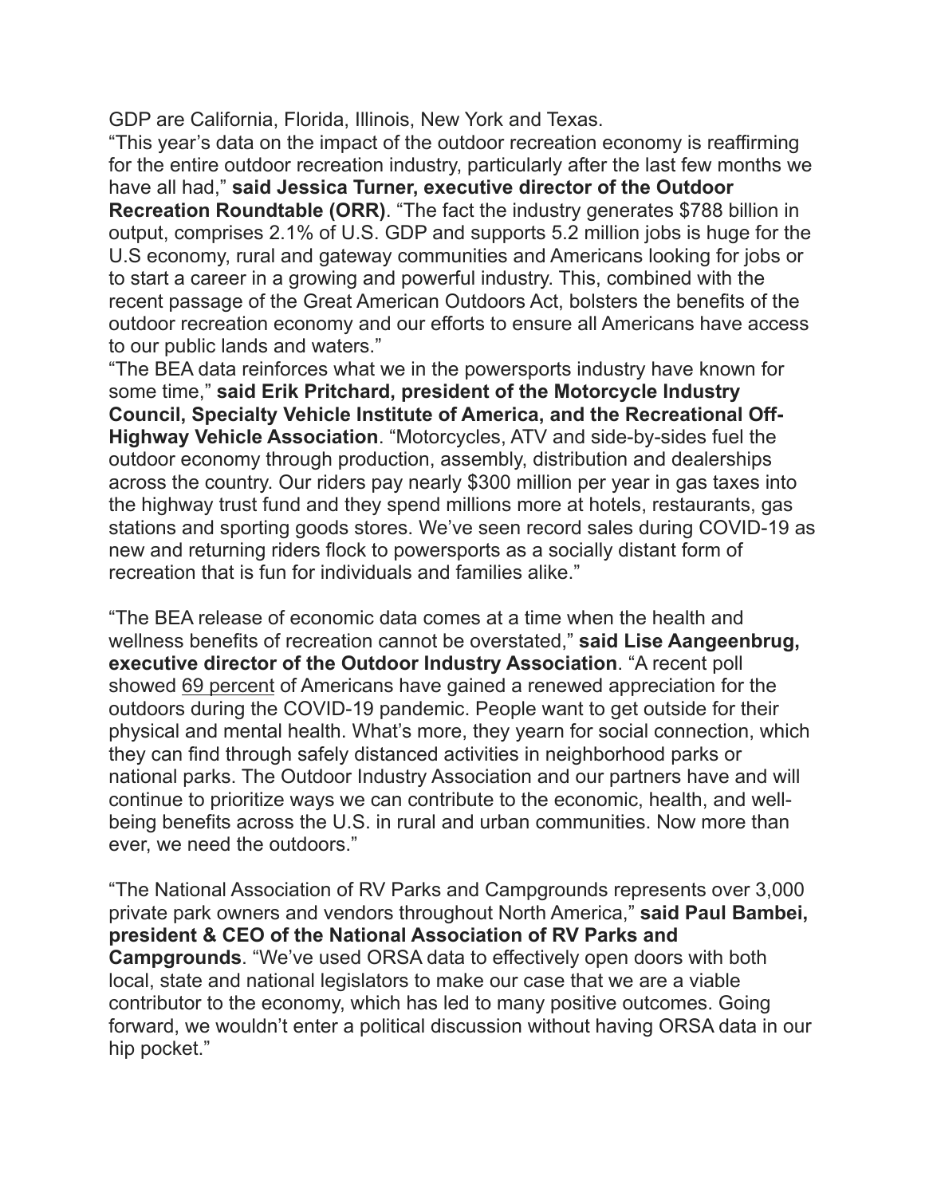GDP are California, Florida, Illinois, New York and Texas.

"This year's data on the impact of the outdoor recreation economy is reaffirming for the entire outdoor recreation industry, particularly after the last few months we have all had," **said Jessica Turner, executive director of the Outdoor Recreation Roundtable (ORR)**. "The fact the industry generates $788 billion in output, comprises 2.1% of U.S. GDP and supports 5.2 million jobs is huge for the U.S economy, rural and gateway communities and Americans looking for jobs or to start a career in a growing and powerful industry. This, combined with the recent passage of the Great American Outdoors Act, bolsters the benefits of the outdoor recreation economy and our efforts to ensure all Americans have access to our public lands and waters."

"The BEA data reinforces what we in the powersports industry have known for some time," **said Erik Pritchard, president of the Motorcycle Industry Council, Specialty Vehicle Institute of America, and the Recreational Off-Highway Vehicle Association**. "Motorcycles, ATV and side-by-sides fuel the outdoor economy through production, assembly, distribution and dealerships across the country. Our riders pay nearly $300 million per year in gas taxes into the highway trust fund and they spend millions more at hotels, restaurants, gas stations and sporting goods stores. We've seen record sales during COVID-19 as new and returning riders flock to powersports as a socially distant form of recreation that is fun for individuals and families alike."

"The BEA release of economic data comes at a time when the health and wellness benefits of recreation cannot be overstated," **said Lise Aangeenbrug, executive director of the Outdoor Industry Association**. "A recent poll showed 69 percent of Americans have gained a renewed appreciation for the outdoors during the COVID-19 pandemic. People want to get outside for their physical and mental health. What's more, they yearn for social connection, which they can find through safely distanced activities in neighborhood parks or national parks. The Outdoor Industry Association and our partners have and will continue to prioritize ways we can contribute to the economic, health, and well-being benefits across the U.S. in rural and urban communities. Now more than ever, we need the outdoors."

"The National Association of RV Parks and Campgrounds represents over 3,000 private park owners and vendors throughout North America," **said Paul Bambei, president & CEO of the National Association of RV Parks and Campgrounds**. "We've used ORSA data to effectively open doors with both local, state and national legislators to make our case that we are a viable contributor to the economy, which has led to many positive outcomes. Going forward, we wouldn't enter a political discussion without having ORSA data in our hip pocket."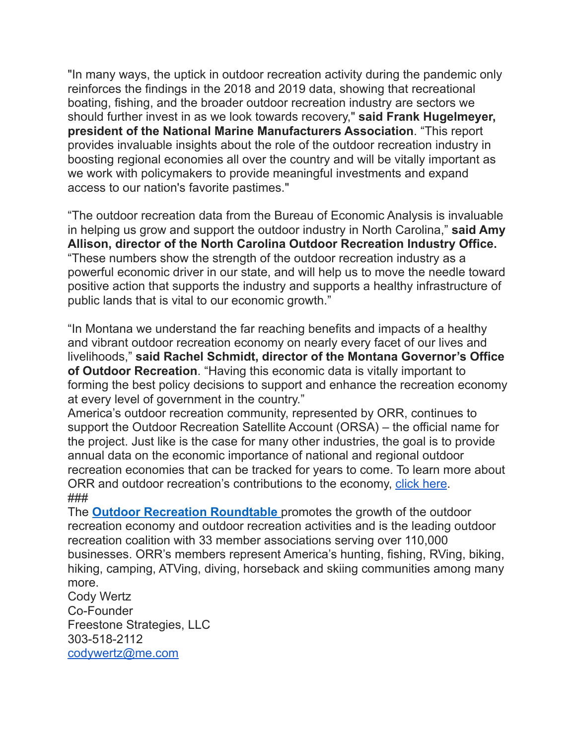"In many ways, the uptick in outdoor recreation activity during the pandemic only reinforces the findings in the 2018 and 2019 data, showing that recreational boating, fishing, and the broader outdoor recreation industry are sectors we should further invest in as we look towards recovery," **said Frank Hugelmeyer, president of the National Marine Manufacturers Association**. "This report provides invaluable insights about the role of the outdoor recreation industry in boosting regional economies all over the country and will be vitally important as we work with policymakers to provide meaningful investments and expand access to our nation's favorite pastimes."

"The outdoor recreation data from the Bureau of Economic Analysis is invaluable in helping us grow and support the outdoor industry in North Carolina," **said Amy Allison, director of the North Carolina Outdoor Recreation Industry Office.** "These numbers show the strength of the outdoor recreation industry as a powerful economic driver in our state, and will help us to move the needle toward positive action that supports the industry and supports a healthy infrastructure of public lands that is vital to our economic growth."

"In Montana we understand the far reaching benefits and impacts of a healthy and vibrant outdoor recreation economy on nearly every facet of our lives and livelihoods," **said Rachel Schmidt, director of the Montana Governor's Office of Outdoor Recreation**. "Having this economic data is vitally important to forming the best policy decisions to support and enhance the recreation economy at every level of government in the country."

America's outdoor recreation community, represented by ORR, continues to support the Outdoor Recreation Satellite Account (ORSA) – the official name for the project. Just like is the case for many other industries, the goal is to provide annual data on the economic importance of national and regional outdoor recreation economies that can be tracked for years to come. To learn more about ORR and outdoor recreation's contributions to the economy, [click here](#).

###

The **[Outdoor Recreation Roundtable](#)** promotes the growth of the outdoor recreation economy and outdoor recreation activities and is the leading outdoor recreation coalition with 33 member associations serving over 110,000 businesses. ORR's members represent America's hunting, fishing, RVing, biking, hiking, camping, ATVing, diving, horseback and skiing communities among many more.

Cody Wertz
Co-Founder
Freestone Strategies, LLC
303-518-2112
[codywertz@me.com](mailto:codywertz@me.com)